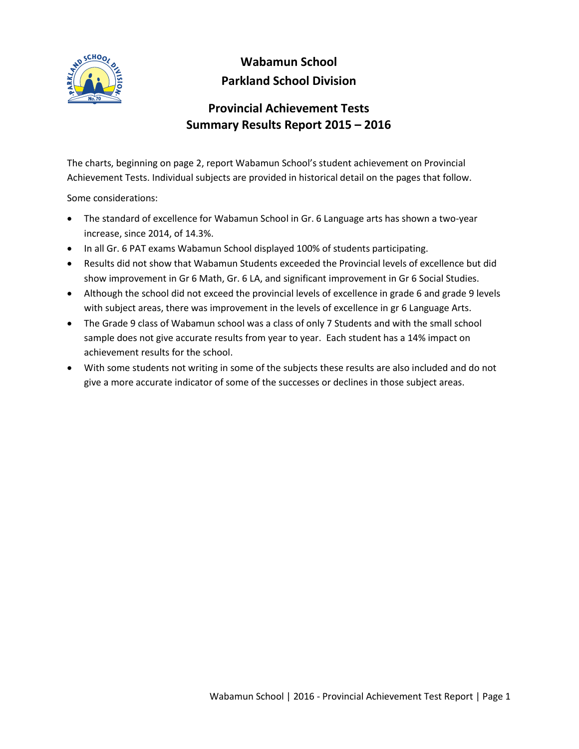# Wabamun School
# Parkland School Division

## Provincial Achievement Tests
## Summary Results Report 2015 – 2016

The charts, beginning on page 2, report Wabamun School's student achievement on Provincial Achievement Tests. Individual subjects are provided in historical detail on the pages that follow.

Some considerations:

- The standard of excellence for Wabamun School in Gr. 6 Language arts has shown a two-year increase, since 2014, of 14.3%.
- In all Gr. 6 PAT exams Wabamun School displayed 100% of students participating.
- Results did not show that Wabamun Students exceeded the Provincial levels of excellence but did show improvement in Gr 6 Math, Gr. 6 LA, and significant improvement in Gr 6 Social Studies.
- Although the school did not exceed the provincial levels of excellence in grade 6 and grade 9 levels with subject areas, there was improvement in the levels of excellence in gr 6 Language Arts.
- The Grade 9 class of Wabamun school was a class of only 7 Students and with the small school sample does not give accurate results from year to year. Each student has a 14% impact on achievement results for the school.
- With some students not writing in some of the subjects these results are also included and do not give a more accurate indicator of some of the successes or declines in those subject areas.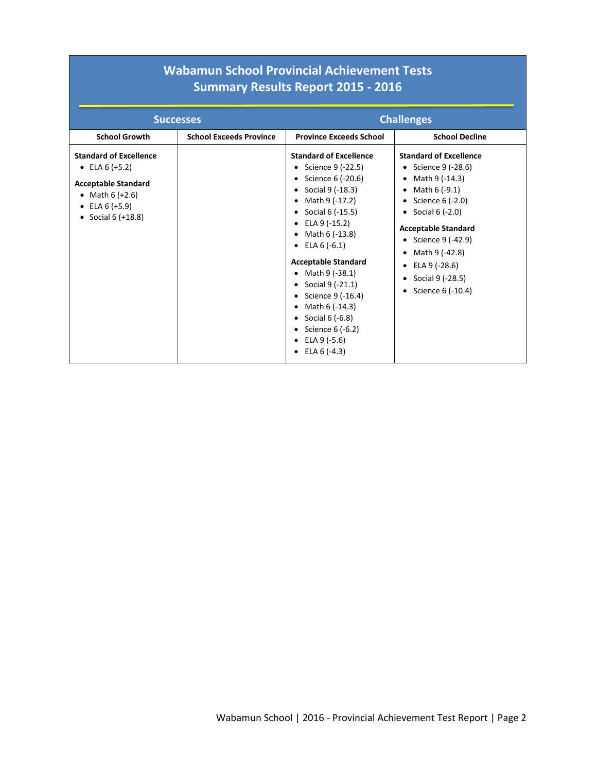# Wabamun School Provincial Achievement Tests
## Summary Results Report 2015 - 2016

| Successes | | Challenges | |
|---|---|---|---|
| **School Growth** | **School Exceeds Province** | **Province Exceeds School** | **School Decline** |
| **Standard of Excellence**<br>• ELA 6 (+5.2)<br><br>**Acceptable Standard**<br>• Math 6 (+2.6)<br>• ELA 6 (+5.9)<br>• Social 6 (+18.8) | | **Standard of Excellence**<br>• Science 9 (-22.5)<br>• Science 6 (-20.6)<br>• Social 9 (-18.3)<br>• Math 9 (-17.2)<br>• Social 6 (-15.5)<br>• ELA 9 (-15.2)<br>• Math 6 (-13.8)<br>• ELA 6 (-6.1)<br><br>**Acceptable Standard**<br>• Math 9 (-38.1)<br>• Social 9 (-21.1)<br>• Science 9 (-16.4)<br>• Math 6 (-14.3)<br>• Social 6 (-6.8)<br>• Science 6 (-6.2)<br>• ELA 9 (-5.6)<br>• ELA 6 (-4.3) | **Standard of Excellence**<br>• Science 9 (-28.6)<br>• Math 9 (-14.3)<br>• Math 6 (-9.1)<br>• Science 6 (-2.0)<br>• Social 6 (-2.0)<br><br>**Acceptable Standard**<br>• Science 9 (-42.9)<br>• Math 9 (-42.8)<br>• ELA 9 (-28.6)<br>• Social 9 (-28.5)<br>• Science 6 (-10.4) |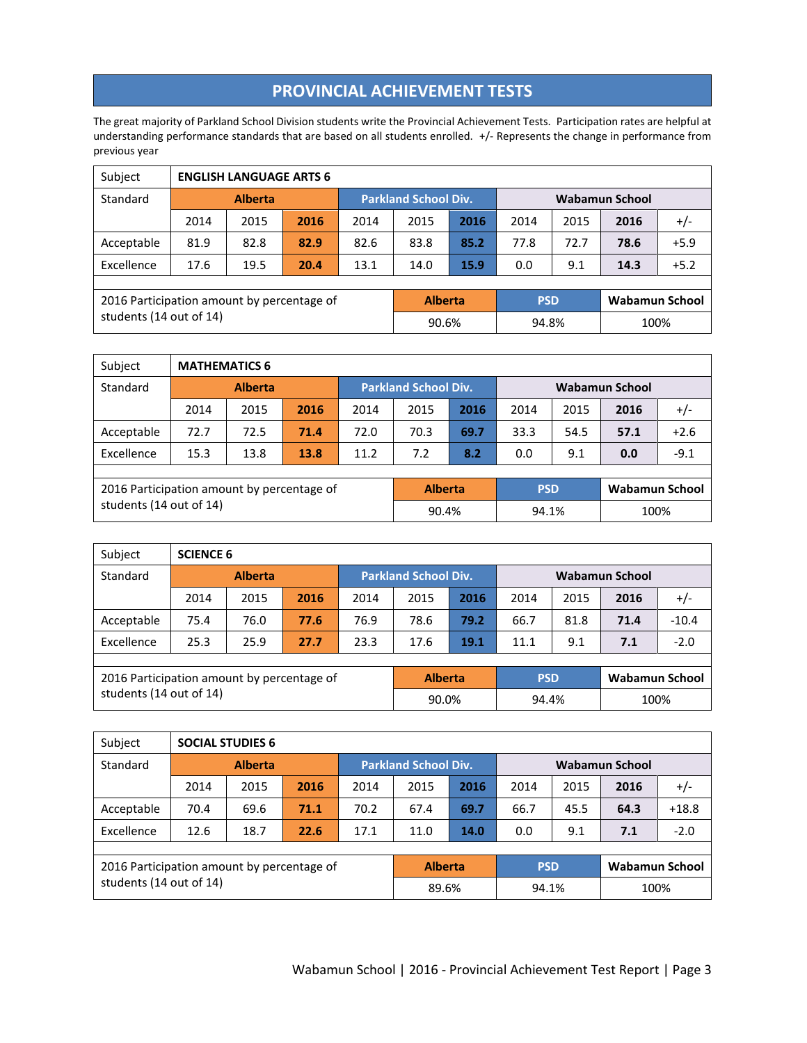# PROVINCIAL ACHIEVEMENT TESTS

The great majority of Parkland School Division students write the Provincial Achievement Tests. Participation rates are helpful at understanding performance standards that are based on all students enrolled. +/- Represents the change in performance from previous year

| Subject | ENGLISH LANGUAGE ARTS 6 | | | | | | | | | |
|---|---|---|---|---|---|---|---|---|---|---|
| Standard | Alberta | | | Parkland School Div. | | | Wabamun School | | | |
| | 2014 | 2015 | **2016** | 2014 | 2015 | **2016** | 2014 | 2015 | **2016** | +/- |
| Acceptable | 81.9 | 82.8 | **82.9** | 82.6 | 83.8 | **85.2** | 77.8 | 72.7 | **78.6** | +5.9 |
| Excellence | 17.6 | 19.5 | **20.4** | 13.1 | 14.0 | **15.9** | 0.0 | 9.1 | **14.3** | +5.2 |

| 2016 Participation amount by percentage of students (14 out of 14) | Alberta | PSD | Wabamun School |
|---|---|---|---|
| | 90.6% | 94.8% | 100% |

| Subject | MATHEMATICS 6 | | | | | | | | | |
|---|---|---|---|---|---|---|---|---|---|---|
| Standard | Alberta | | | Parkland School Div. | | | Wabamun School | | | |
| | 2014 | 2015 | **2016** | 2014 | 2015 | **2016** | 2014 | 2015 | **2016** | +/- |
| Acceptable | 72.7 | 72.5 | **71.4** | 72.0 | 70.3 | **69.7** | 33.3 | 54.5 | **57.1** | +2.6 |
| Excellence | 15.3 | 13.8 | **13.8** | 11.2 | 7.2 | **8.2** | 0.0 | 9.1 | **0.0** | -9.1 |

| 2016 Participation amount by percentage of students (14 out of 14) | Alberta | PSD | Wabamun School |
|---|---|---|---|
| | 90.4% | 94.1% | 100% |

| Subject | SCIENCE 6 | | | | | | | | | |
|---|---|---|---|---|---|---|---|---|---|---|
| Standard | Alberta | | | Parkland School Div. | | | Wabamun School | | | |
| | 2014 | 2015 | **2016** | 2014 | 2015 | **2016** | 2014 | 2015 | **2016** | +/- |
| Acceptable | 75.4 | 76.0 | **77.6** | 76.9 | 78.6 | **79.2** | 66.7 | 81.8 | **71.4** | -10.4 |
| Excellence | 25.3 | 25.9 | **27.7** | 23.3 | 17.6 | **19.1** | 11.1 | 9.1 | **7.1** | -2.0 |

| 2016 Participation amount by percentage of students (14 out of 14) | Alberta | PSD | Wabamun School |
|---|---|---|---|
| | 90.0% | 94.4% | 100% |

| Subject | SOCIAL STUDIES 6 | | | | | | | | | |
|---|---|---|---|---|---|---|---|---|---|---|
| Standard | Alberta | | | Parkland School Div. | | | Wabamun School | | | |
| | 2014 | 2015 | **2016** | 2014 | 2015 | **2016** | 2014 | 2015 | **2016** | +/- |
| Acceptable | 70.4 | 69.6 | **71.1** | 70.2 | 67.4 | **69.7** | 66.7 | 45.5 | **64.3** | +18.8 |
| Excellence | 12.6 | 18.7 | **22.6** | 17.1 | 11.0 | **14.0** | 0.0 | 9.1 | **7.1** | -2.0 |

| 2016 Participation amount by percentage of students (14 out of 14) | Alberta | PSD | Wabamun School |
|---|---|---|---|
| | 89.6% | 94.1% | 100% |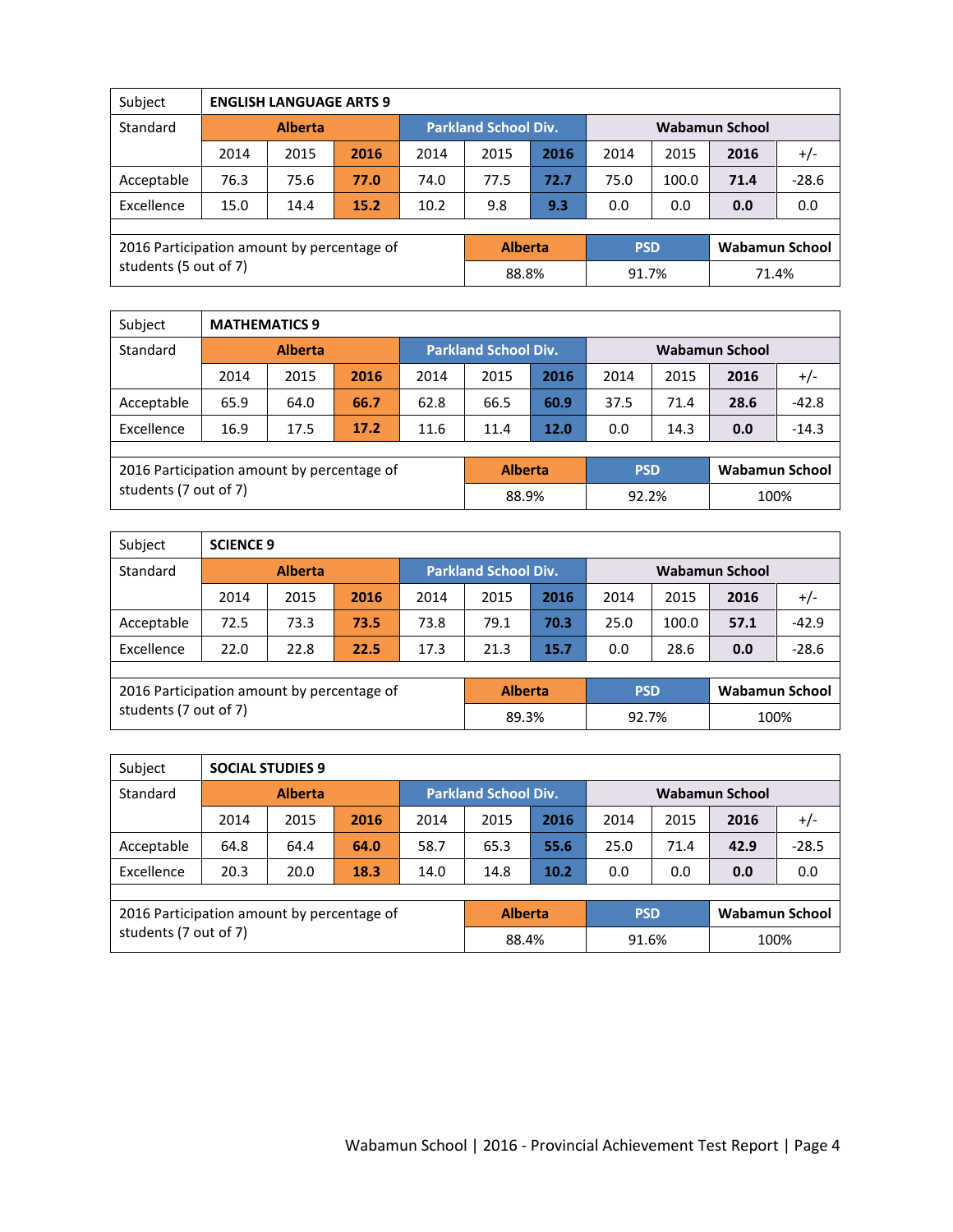| Subject | ENGLISH LANGUAGE ARTS 9 | | | | | | | | | |
|---|---|---|---|---|---|---|---|---|---|---|
| Standard | Alberta | | | Parkland School Div. | | | Wabamun School | | | |
| | 2014 | 2015 | **2016** | 2014 | 2015 | **2016** | 2014 | 2015 | **2016** | +/- |
| Acceptable | 76.3 | 75.6 | **77.0** | 74.0 | 77.5 | **72.7** | 75.0 | 100.0 | **71.4** | -28.6 |
| Excellence | 15.0 | 14.4 | **15.2** | 10.2 | 9.8 | **9.3** | 0.0 | 0.0 | **0.0** | 0.0 |

| 2016 Participation amount by percentage of students (5 out of 7) | Alberta | PSD | Wabamun School |
|---|---|---|---|
| | 88.8% | 91.7% | 71.4% |

| Subject | MATHEMATICS 9 | | | | | | | | | |
|---|---|---|---|---|---|---|---|---|---|---|
| Standard | Alberta | | | Parkland School Div. | | | Wabamun School | | | |
| | 2014 | 2015 | **2016** | 2014 | 2015 | **2016** | 2014 | 2015 | **2016** | +/- |
| Acceptable | 65.9 | 64.0 | **66.7** | 62.8 | 66.5 | **60.9** | 37.5 | 71.4 | **28.6** | -42.8 |
| Excellence | 16.9 | 17.5 | **17.2** | 11.6 | 11.4 | **12.0** | 0.0 | 14.3 | **0.0** | -14.3 |

| 2016 Participation amount by percentage of students (7 out of 7) | Alberta | PSD | Wabamun School |
|---|---|---|---|
| | 88.9% | 92.2% | 100% |

| Subject | SCIENCE 9 | | | | | | | | | |
|---|---|---|---|---|---|---|---|---|---|---|
| Standard | Alberta | | | Parkland School Div. | | | Wabamun School | | | |
| | 2014 | 2015 | **2016** | 2014 | 2015 | **2016** | 2014 | 2015 | **2016** | +/- |
| Acceptable | 72.5 | 73.3 | **73.5** | 73.8 | 79.1 | **70.3** | 25.0 | 100.0 | **57.1** | -42.9 |
| Excellence | 22.0 | 22.8 | **22.5** | 17.3 | 21.3 | **15.7** | 0.0 | 28.6 | **0.0** | -28.6 |

| 2016 Participation amount by percentage of students (7 out of 7) | Alberta | PSD | Wabamun School |
|---|---|---|---|
| | 89.3% | 92.7% | 100% |

| Subject | SOCIAL STUDIES 9 | | | | | | | | | |
|---|---|---|---|---|---|---|---|---|---|---|
| Standard | Alberta | | | Parkland School Div. | | | Wabamun School | | | |
| | 2014 | 2015 | **2016** | 2014 | 2015 | **2016** | 2014 | 2015 | **2016** | +/- |
| Acceptable | 64.8 | 64.4 | **64.0** | 58.7 | 65.3 | **55.6** | 25.0 | 71.4 | **42.9** | -28.5 |
| Excellence | 20.3 | 20.0 | **18.3** | 14.0 | 14.8 | **10.2** | 0.0 | 0.0 | **0.0** | 0.0 |

| 2016 Participation amount by percentage of students (7 out of 7) | Alberta | PSD | Wabamun School |
|---|---|---|---|
| | 88.4% | 91.6% | 100% |